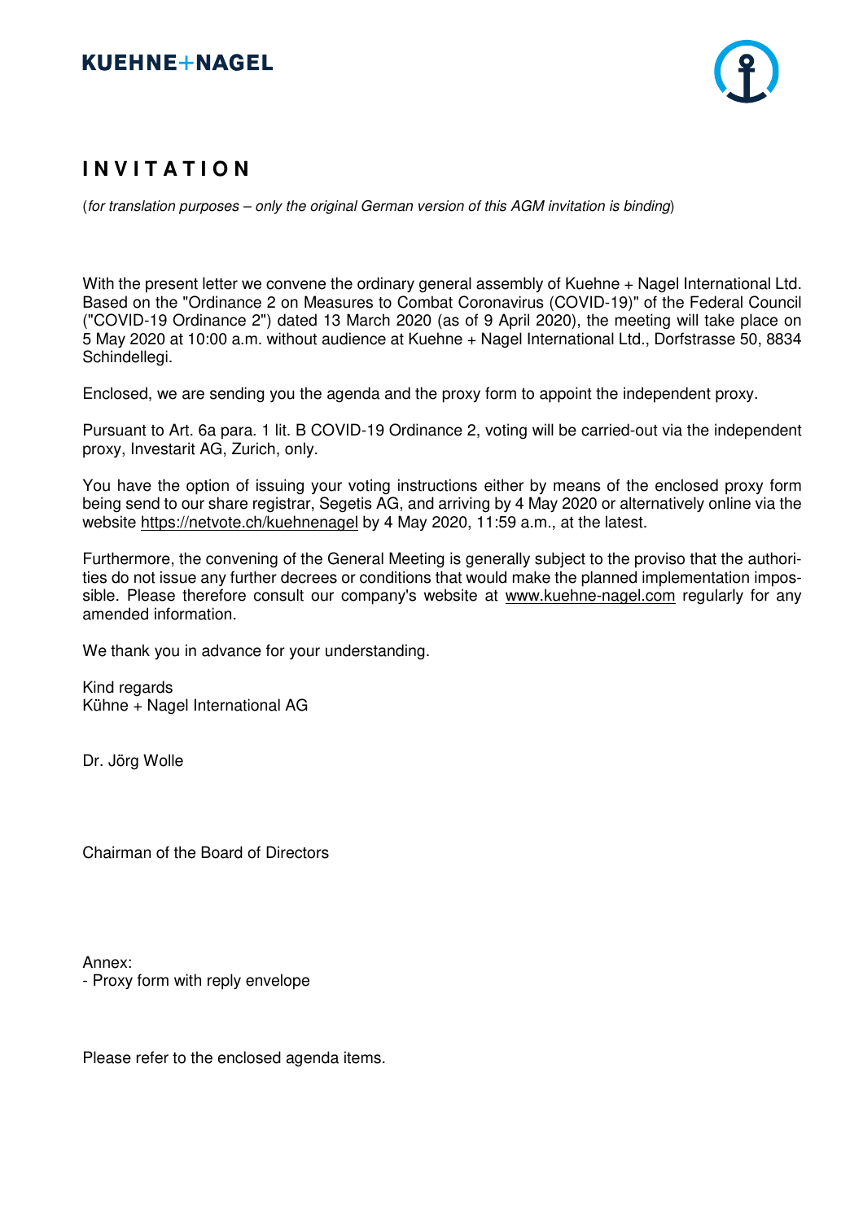KUEHNE+NAGEL

# I N V I T A T I O N

(*for translation purposes – only the original German version of this AGM invitation is binding*)

With the present letter we convene the ordinary general assembly of Kuehne + Nagel International Ltd. Based on the "Ordinance 2 on Measures to Combat Coronavirus (COVID-19)" of the Federal Council ("COVID-19 Ordinance 2") dated 13 March 2020 (as of 9 April 2020), the meeting will take place on 5 May 2020 at 10:00 a.m. without audience at Kuehne + Nagel International Ltd., Dorfstrasse 50, 8834 Schindellegi.

Enclosed, we are sending you the agenda and the proxy form to appoint the independent proxy.

Pursuant to Art. 6a para. 1 lit. B COVID-19 Ordinance 2, voting will be carried-out via the independent proxy, Investarit AG, Zurich, only.

You have the option of issuing your voting instructions either by means of the enclosed proxy form being send to our share registrar, Segetis AG, and arriving by 4 May 2020 or alternatively online via the website https://netvote.ch/kuehnenagel by 4 May 2020, 11:59 a.m., at the latest.

Furthermore, the convening of the General Meeting is generally subject to the proviso that the authorities do not issue any further decrees or conditions that would make the planned implementation impossible. Please therefore consult our company's website at www.kuehne-nagel.com regularly for any amended information.

We thank you in advance for your understanding.

Kind regards
Kühne + Nagel International AG

Dr. Jörg Wolle

Chairman of the Board of Directors

Annex:
- Proxy form with reply envelope

Please refer to the enclosed agenda items.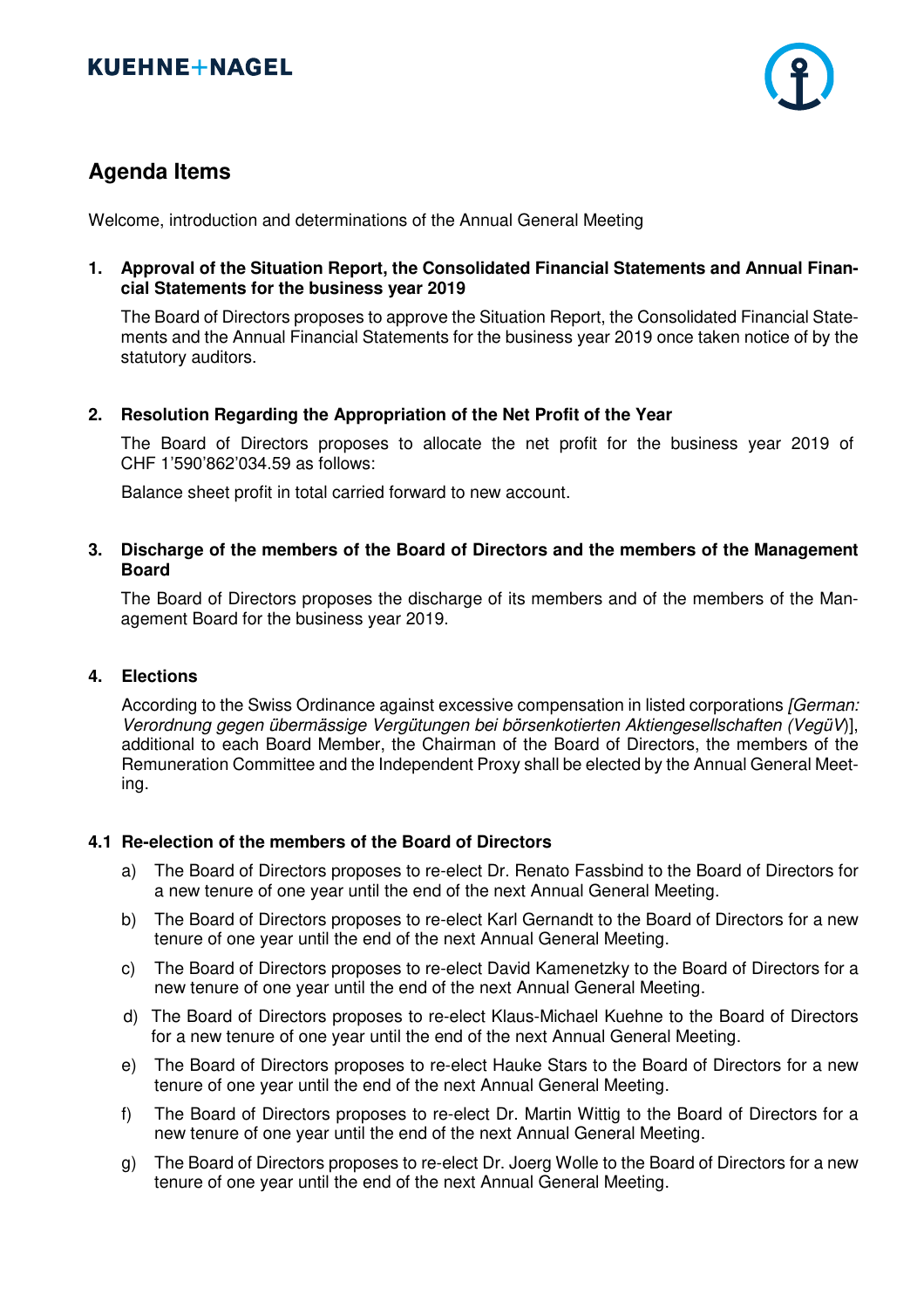## Agenda Items

Welcome, introduction and determinations of the Annual General Meeting

**1. Approval of the Situation Report, the Consolidated Financial Statements and Annual Financial Statements for the business year 2019**

The Board of Directors proposes to approve the Situation Report, the Consolidated Financial Statements and the Annual Financial Statements for the business year 2019 once taken notice of by the statutory auditors.

**2. Resolution Regarding the Appropriation of the Net Profit of the Year**

The Board of Directors proposes to allocate the net profit for the business year 2019 of CHF 1'590'862'034.59 as follows:

Balance sheet profit in total carried forward to new account.

**3. Discharge of the members of the Board of Directors and the members of the Management Board**

The Board of Directors proposes the discharge of its members and of the members of the Management Board for the business year 2019.

**4. Elections**

According to the Swiss Ordinance against excessive compensation in listed corporations *[German: Verordnung gegen übermässige Vergütungen bei börsenkotierten Aktiengesellschaften (VegüV)*], additional to each Board Member, the Chairman of the Board of Directors, the members of the Remuneration Committee and the Independent Proxy shall be elected by the Annual General Meeting.

**4.1 Re-election of the members of the Board of Directors**

a) The Board of Directors proposes to re-elect Dr. Renato Fassbind to the Board of Directors for a new tenure of one year until the end of the next Annual General Meeting.

b) The Board of Directors proposes to re-elect Karl Gernandt to the Board of Directors for a new tenure of one year until the end of the next Annual General Meeting.

c) The Board of Directors proposes to re-elect David Kamenetzky to the Board of Directors for a new tenure of one year until the end of the next Annual General Meeting.

d) The Board of Directors proposes to re-elect Klaus-Michael Kuehne to the Board of Directors for a new tenure of one year until the end of the next Annual General Meeting.

e) The Board of Directors proposes to re-elect Hauke Stars to the Board of Directors for a new tenure of one year until the end of the next Annual General Meeting.

f) The Board of Directors proposes to re-elect Dr. Martin Wittig to the Board of Directors for a new tenure of one year until the end of the next Annual General Meeting.

g) The Board of Directors proposes to re-elect Dr. Joerg Wolle to the Board of Directors for a new tenure of one year until the end of the next Annual General Meeting.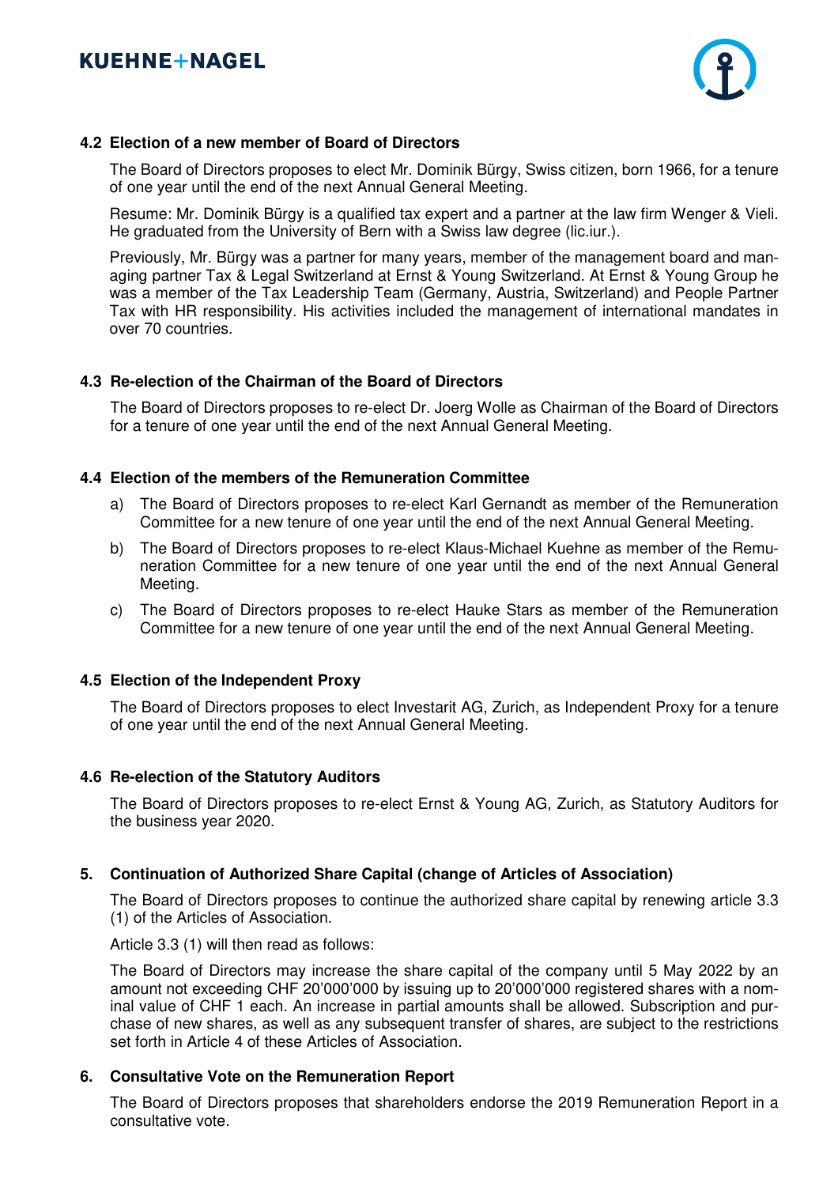### 4.2 Election of a new member of Board of Directors

The Board of Directors proposes to elect Mr. Dominik Bürgy, Swiss citizen, born 1966, for a tenure of one year until the end of the next Annual General Meeting.

Resume: Mr. Dominik Bürgy is a qualified tax expert and a partner at the law firm Wenger & Vieli. He graduated from the University of Bern with a Swiss law degree (lic.iur.).

Previously, Mr. Bürgy was a partner for many years, member of the management board and managing partner Tax & Legal Switzerland at Ernst & Young Switzerland. At Ernst & Young Group he was a member of the Tax Leadership Team (Germany, Austria, Switzerland) and People Partner Tax with HR responsibility. His activities included the management of international mandates in over 70 countries.

### 4.3 Re-election of the Chairman of the Board of Directors

The Board of Directors proposes to re-elect Dr. Joerg Wolle as Chairman of the Board of Directors for a tenure of one year until the end of the next Annual General Meeting.

### 4.4 Election of the members of the Remuneration Committee

a) The Board of Directors proposes to re-elect Karl Gernandt as member of the Remuneration Committee for a new tenure of one year until the end of the next Annual General Meeting.

b) The Board of Directors proposes to re-elect Klaus-Michael Kuehne as member of the Remuneration Committee for a new tenure of one year until the end of the next Annual General Meeting.

c) The Board of Directors proposes to re-elect Hauke Stars as member of the Remuneration Committee for a new tenure of one year until the end of the next Annual General Meeting.

### 4.5 Election of the Independent Proxy

The Board of Directors proposes to elect Investarit AG, Zurich, as Independent Proxy for a tenure of one year until the end of the next Annual General Meeting.

### 4.6 Re-election of the Statutory Auditors

The Board of Directors proposes to re-elect Ernst & Young AG, Zurich, as Statutory Auditors for the business year 2020.

## 5. Continuation of Authorized Share Capital (change of Articles of Association)

The Board of Directors proposes to continue the authorized share capital by renewing article 3.3 (1) of the Articles of Association.

Article 3.3 (1) will then read as follows:

The Board of Directors may increase the share capital of the company until 5 May 2022 by an amount not exceeding CHF 20'000'000 by issuing up to 20'000'000 registered shares with a nominal value of CHF 1 each. An increase in partial amounts shall be allowed. Subscription and purchase of new shares, as well as any subsequent transfer of shares, are subject to the restrictions set forth in Article 4 of these Articles of Association.

## 6. Consultative Vote on the Remuneration Report

The Board of Directors proposes that shareholders endorse the 2019 Remuneration Report in a consultative vote.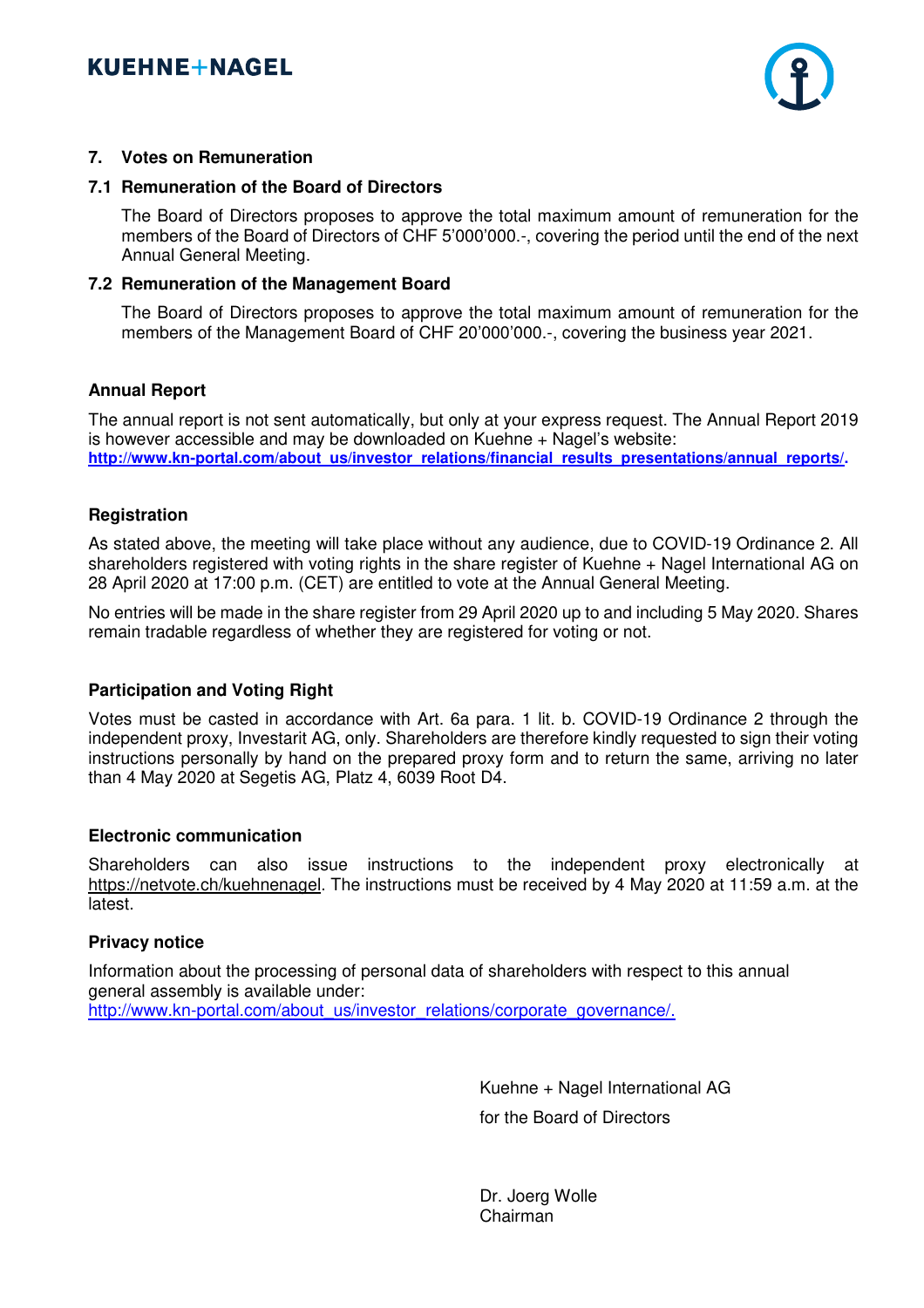## 7. Votes on Remuneration

### 7.1 Remuneration of the Board of Directors

The Board of Directors proposes to approve the total maximum amount of remuneration for the members of the Board of Directors of CHF 5'000'000.-, covering the period until the end of the next Annual General Meeting.

### 7.2 Remuneration of the Management Board

The Board of Directors proposes to approve the total maximum amount of remuneration for the members of the Management Board of CHF 20'000'000.-, covering the business year 2021.

### Annual Report

The annual report is not sent automatically, but only at your express request. The Annual Report 2019 is however accessible and may be downloaded on Kuehne + Nagel's website: **http://www.kn-portal.com/about_us/investor_relations/financial_results_presentations/annual_reports/.**

### Registration

As stated above, the meeting will take place without any audience, due to COVID-19 Ordinance 2. All shareholders registered with voting rights in the share register of Kuehne + Nagel International AG on 28 April 2020 at 17:00 p.m. (CET) are entitled to vote at the Annual General Meeting.

No entries will be made in the share register from 29 April 2020 up to and including 5 May 2020. Shares remain tradable regardless of whether they are registered for voting or not.

### Participation and Voting Right

Votes must be casted in accordance with Art. 6a para. 1 lit. b. COVID-19 Ordinance 2 through the independent proxy, Investarit AG, only. Shareholders are therefore kindly requested to sign their voting instructions personally by hand on the prepared proxy form and to return the same, arriving no later than 4 May 2020 at Segetis AG, Platz 4, 6039 Root D4.

### Electronic communication

Shareholders can also issue instructions to the independent proxy electronically at https://netvote.ch/kuehnenagel. The instructions must be received by 4 May 2020 at 11:59 a.m. at the latest.

### Privacy notice

Information about the processing of personal data of shareholders with respect to this annual general assembly is available under:
http://www.kn-portal.com/about_us/investor_relations/corporate_governance/.

Kuehne + Nagel International AG

for the Board of Directors

Dr. Joerg Wolle
Chairman